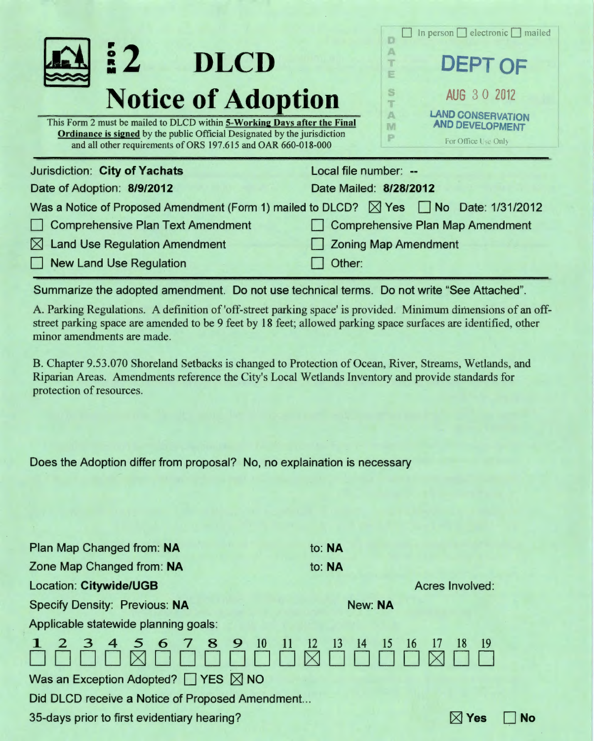# FORM 2 DLCD Notice of Adoption

This Form 2 must be mailed to DLCD within **5-Working Days after the Final Ordinance is signed** by the public Official Designated by the jurisdiction and all other requirements of ORS 197.615 and OAR 660-018-000

DATE STAMP

☐ In person ☐ electronic ☐ mailed

DEPT OF

AUG 30 2012

LAND CONSERVATION AND DEVELOPMENT

For Office Use Only

---

Jurisdiction: **City of Yachats** Local file number: **--**

Date of Adoption: **8/9/2012** Date Mailed: **8/28/2012**

Was a Notice of Proposed Amendment (Form 1) mailed to DLCD? ☒ Yes ☐ No Date: 1/31/2012

☐ Comprehensive Plan Text Amendment ☐ Comprehensive Plan Map Amendment

☒ Land Use Regulation Amendment ☐ Zoning Map Amendment

☐ New Land Use Regulation ☐ Other:

---

Summarize the adopted amendment. Do not use technical terms. Do not write "See Attached".

A. Parking Regulations. A definition of 'off-street parking space' is provided. Minimum dimensions of an off-street parking space are amended to be 9 feet by 18 feet; allowed parking space surfaces are identified, other minor amendments are made.

B. Chapter 9.53.070 Shoreland Setbacks is changed to Protection of Ocean, River, Streams, Wetlands, and Riparian Areas. Amendments reference the City's Local Wetlands Inventory and provide standards for protection of resources.

Does the Adoption differ from proposal? No, no explaination is necessary

Plan Map Changed from: **NA** to: **NA**

Zone Map Changed from: **NA** to: **NA**

Location: **Citywide/UGB** Acres Involved:

Specify Density: Previous: **NA** New: **NA**

Applicable statewide planning goals:

| 1 | 2 | 3 | 4 | 5 | 6 | 7 | 8 | 9 | 10 | 11 | 12 | 13 | 14 | 15 | 16 | 17 | 18 | 19 |
|---|---|---|---|---|---|---|---|---|---|---|---|---|---|---|---|---|---|---|
| ☐ | ☐ | ☐ | ☐ | ☒ | ☐ | ☐ | ☐ | ☐ | ☐ | ☐ | ☒ | ☐ | ☐ | ☐ | ☐ | ☒ | ☐ | ☐ |

Was an Exception Adopted? ☐ YES ☒ NO

Did DLCD receive a Notice of Proposed Amendment...

35-days prior to first evidentiary hearing? ☒ Yes ☐ No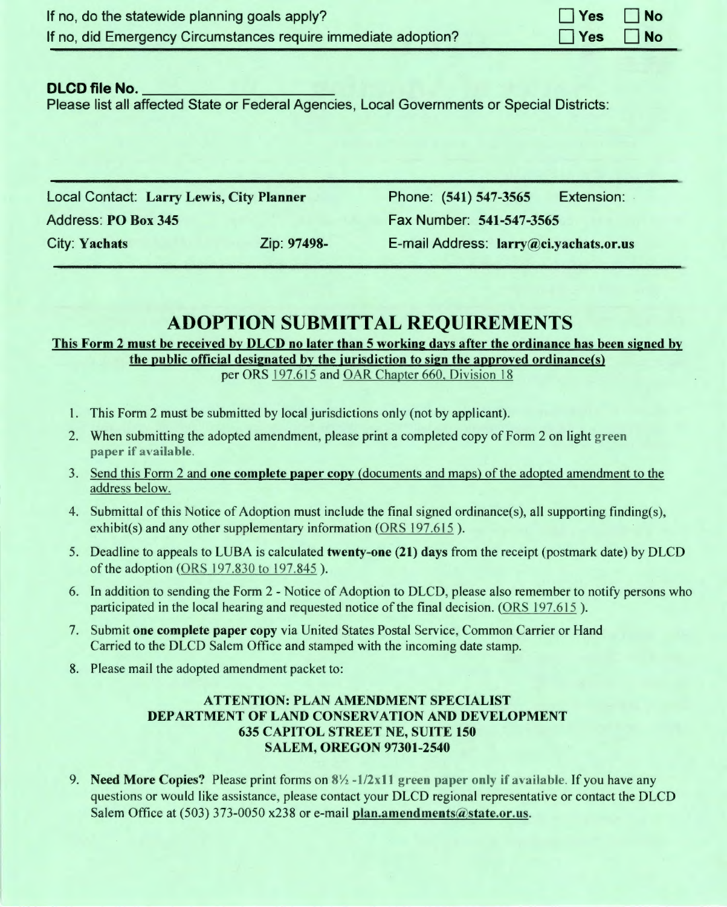If no, do the statewide planning goals apply? ☐ Yes ☐ No

If no, did Emergency Circumstances require immediate adoption? ☐ Yes ☐ No

**DLCD file No.** \_\_\_\_\_\_\_\_\_\_\_\_\_\_\_\_\_\_\_\_

Please list all affected State or Federal Agencies, Local Governments or Special Districts:

Local Contact: **Larry Lewis, City Planner**

Phone: **(541) 547-3565** Extension:

Address: **PO Box 345**

Fax Number: **541-547-3565**

City: **Yachats** Zip: **97498-**

E-mail Address: **larry@ci.yachats.or.us**

## ADOPTION SUBMITTAL REQUIREMENTS

**This Form 2 must be received by DLCD no later than 5 working days after the ordinance has been signed by the public official designated by the jurisdiction to sign the approved ordinance(s)**

per ORS 197.615 and OAR Chapter 660, Division 18

1. This Form 2 must be submitted by local jurisdictions only (not by applicant).
2. When submitting the adopted amendment, please print a completed copy of Form 2 on light green paper if available.
3. Send this Form 2 and **one complete paper copy** (documents and maps) of the adopted amendment to the address below.
4. Submittal of this Notice of Adoption must include the final signed ordinance(s), all supporting finding(s), exhibit(s) and any other supplementary information (ORS 197.615 ).
5. Deadline to appeals to LUBA is calculated **twenty-one (21) days** from the receipt (postmark date) by DLCD of the adoption (ORS 197.830 to 197.845 ).
6. In addition to sending the Form 2 - Notice of Adoption to DLCD, please also remember to notify persons who participated in the local hearing and requested notice of the final decision. (ORS 197.615 ).
7. Submit **one complete paper copy** via United States Postal Service, Common Carrier or Hand Carried to the DLCD Salem Office and stamped with the incoming date stamp.
8. Please mail the adopted amendment packet to:

   **ATTENTION: PLAN AMENDMENT SPECIALIST**
   **DEPARTMENT OF LAND CONSERVATION AND DEVELOPMENT**
   **635 CAPITOL STREET NE, SUITE 150**
   **SALEM, OREGON 97301-2540**

9. **Need More Copies?** Please print forms on 8½ -1/2x11 green paper only if available. If you have any questions or would like assistance, please contact your DLCD regional representative or contact the DLCD Salem Office at (503) 373-0050 x238 or e-mail **plan.amendments@state.or.us**.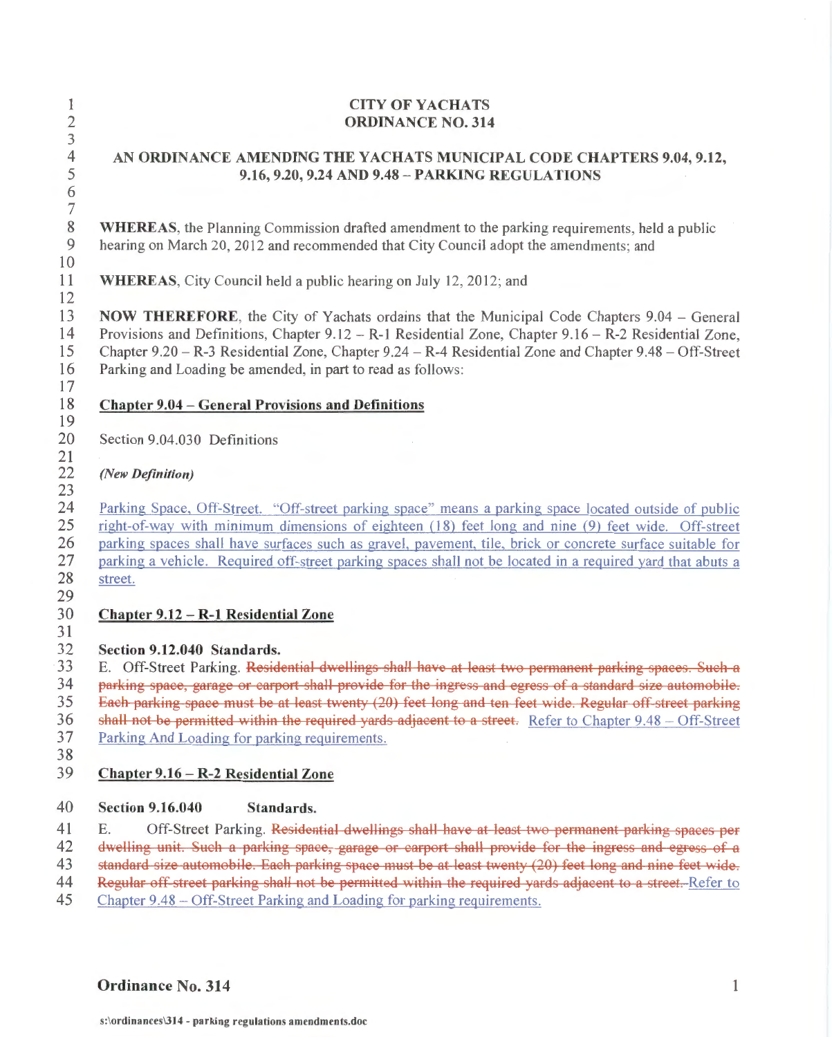# CITY OF YACHATS
# ORDINANCE NO. 314

## AN ORDINANCE AMENDING THE YACHATS MUNICIPAL CODE CHAPTERS 9.04, 9.12, 9.16, 9.20, 9.24 AND 9.48 – PARKING REGULATIONS

**WHEREAS**, the Planning Commission drafted amendment to the parking requirements, held a public hearing on March 20, 2012 and recommended that City Council adopt the amendments; and

**WHEREAS**, City Council held a public hearing on July 12, 2012; and

**NOW THEREFORE**, the City of Yachats ordains that the Municipal Code Chapters 9.04 – General Provisions and Definitions, Chapter 9.12 – R-1 Residential Zone, Chapter 9.16 – R-2 Residential Zone, Chapter 9.20 – R-3 Residential Zone, Chapter 9.24 – R-4 Residential Zone and Chapter 9.48 – Off-Street Parking and Loading be amended, in part to read as follows:

**<u>Chapter 9.04 – General Provisions and Definitions</u>**

Section 9.04.030 Definitions

***(New Definition)***

<u>Parking Space, Off-Street. "Off-street parking space" means a parking space located outside of public right-of-way with minimum dimensions of eighteen (18) feet long and nine (9) feet wide. Off-street parking spaces shall have surfaces such as gravel, pavement, tile, brick or concrete surface suitable for parking a vehicle. Required off-street parking spaces shall not be located in a required yard that abuts a street.</u>

**<u>Chapter 9.12 – R-1 Residential Zone</u>**

**Section 9.12.040 Standards.**

E. Off-Street Parking. ~~Residential dwellings shall have at least two permanent parking spaces. Such a parking space, garage or carport shall provide for the ingress and egress of a standard size automobile. Each parking space must be at least twenty (20) feet long and ten feet wide. Regular off-street parking shall not be permitted within the required yards adjacent to a street.~~ <u>Refer to Chapter 9.48 – Off-Street Parking And Loading for parking requirements.</u>

**<u>Chapter 9.16 – R-2 Residential Zone</u>**

**Section 9.16.040 Standards.**

E. Off-Street Parking. ~~Residential dwellings shall have at least two permanent parking spaces per dwelling unit. Such a parking space, garage or carport shall provide for the ingress and egress of a standard size automobile. Each parking space must be at least twenty (20) feet long and nine feet wide. Regular off-street parking shall not be permitted within the required yards adjacent to a street.~~ <u>Refer to Chapter 9.48 – Off-Street Parking and Loading for parking requirements.</u>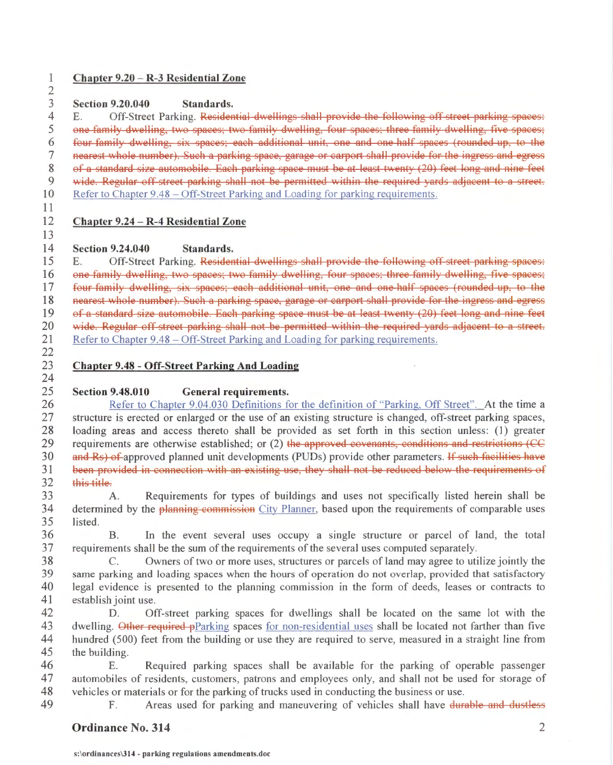**Chapter 9.20 – R-3 Residential Zone**

**Section 9.20.040 Standards.**

E. Off-Street Parking. ~~Residential dwellings shall provide the following off street parking spaces: one family dwelling, two spaces; two family dwelling, four spaces; three family dwelling, five spaces; four family dwelling, six spaces; each additional unit, one and one half spaces (rounded up, to the nearest whole number). Such a parking space, garage or carport shall provide for the ingress and egress of a standard size automobile. Each parking space must be at least twenty (20) feet long and nine feet wide. Regular off street parking shall not be permitted within the required yards adjacent to a street.~~ Refer to Chapter 9.48 – Off-Street Parking and Loading for parking requirements.

**Chapter 9.24 – R-4 Residential Zone**

**Section 9.24.040 Standards.**

E. Off-Street Parking. ~~Residential dwellings shall provide the following off street parking spaces: one family dwelling, two spaces; two family dwelling, four spaces; three family dwelling, five spaces; four family dwelling, six spaces; each additional unit, one and one half spaces (rounded up, to the nearest whole number). Such a parking space, garage or carport shall provide for the ingress and egress of a standard size automobile. Each parking space must be at least twenty (20) feet long and nine feet wide. Regular off street parking shall not be permitted within the required yards adjacent to a street.~~ Refer to Chapter 9.48 – Off-Street Parking and Loading for parking requirements.

**Chapter 9.48 - Off-Street Parking And Loading**

**Section 9.48.010 General requirements.**

Refer to Chapter 9.04.030 Definitions for the definition of "Parking, Off Street". At the time a structure is erected or enlarged or the use of an existing structure is changed, off-street parking spaces, loading areas and access thereto shall be provided as set forth in this section unless: (1) greater requirements are otherwise established; or (2) ~~the approved covenants, conditions and restrictions (CC and Rs) of~~ approved planned unit developments (PUDs) provide other parameters. ~~If such facilities have been provided in connection with an existing use, they shall not be reduced below the requirements of this title.~~

A. Requirements for types of buildings and uses not specifically listed herein shall be determined by the ~~planning commission~~ City Planner, based upon the requirements of comparable uses listed.

B. In the event several uses occupy a single structure or parcel of land, the total requirements shall be the sum of the requirements of the several uses computed separately.

C. Owners of two or more uses, structures or parcels of land may agree to utilize jointly the same parking and loading spaces when the hours of operation do not overlap, provided that satisfactory legal evidence is presented to the planning commission in the form of deeds, leases or contracts to establish joint use.

D. Off-street parking spaces for dwellings shall be located on the same lot with the dwelling. ~~Other required p~~Parking spaces for non-residential uses shall be located not farther than five hundred (500) feet from the building or use they are required to serve, measured in a straight line from the building.

E. Required parking spaces shall be available for the parking of operable passenger automobiles of residents, customers, patrons and employees only, and shall not be used for storage of vehicles or materials or for the parking of trucks used in conducting the business or use.

F. Areas used for parking and maneuvering of vehicles shall have ~~durable and dustless~~

**Ordinance No. 314**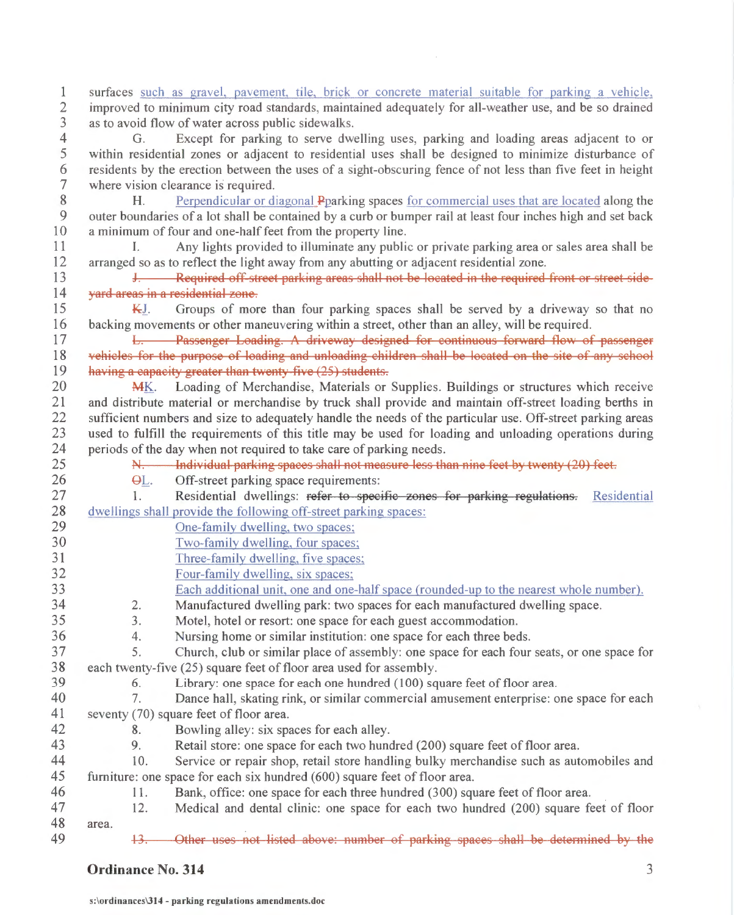surfaces such as gravel, pavement, tile, brick or concrete material suitable for parking a vehicle, improved to minimum city road standards, maintained adequately for all-weather use, and be so drained as to avoid flow of water across public sidewalks.

G. Except for parking to serve dwelling uses, parking and loading areas adjacent to or within residential zones or adjacent to residential uses shall be designed to minimize disturbance of residents by the erection between the uses of a sight-obscuring fence of not less than five feet in height where vision clearance is required.

H. Perpendicular or diagonal ~~P~~parking spaces for commercial uses that are located along the outer boundaries of a lot shall be contained by a curb or bumper rail at least four inches high and set back a minimum of four and one-half feet from the property line.

I. Any lights provided to illuminate any public or private parking area or sales area shall be arranged so as to reflect the light away from any abutting or adjacent residential zone.

~~J. Required off-street parking areas shall not be located in the required front or street side-yard areas in a residential zone.~~

~~K~~J. Groups of more than four parking spaces shall be served by a driveway so that no backing movements or other maneuvering within a street, other than an alley, will be required.

~~L. Passenger Loading. A driveway designed for continuous forward flow of passenger vehicles for the purpose of loading and unloading children shall be located on the site of any school having a capacity greater than twenty-five (25) students.~~

~~M~~K. Loading of Merchandise, Materials or Supplies. Buildings or structures which receive and distribute material or merchandise by truck shall provide and maintain off-street loading berths in sufficient numbers and size to adequately handle the needs of the particular use. Off-street parking areas used to fulfill the requirements of this title may be used for loading and unloading operations during periods of the day when not required to take care of parking needs.

~~N. Individual parking spaces shall not measure less than nine feet by twenty (20) feet.~~

~~O~~L. Off-street parking space requirements:

1. Residential dwellings: ~~refer to specific zones for parking regulations.~~ Residential dwellings shall provide the following off-street parking spaces:

   One-family dwelling, two spaces;
   
   Two-family dwelling, four spaces;
   
   Three-family dwelling, five spaces;
   
   Four-family dwelling, six spaces;
   
   Each additional unit, one and one-half space (rounded-up to the nearest whole number).

2. Manufactured dwelling park: two spaces for each manufactured dwelling space.

3. Motel, hotel or resort: one space for each guest accommodation.

4. Nursing home or similar institution: one space for each three beds.

5. Church, club or similar place of assembly: one space for each four seats, or one space for each twenty-five (25) square feet of floor area used for assembly.

6. Library: one space for each one hundred (100) square feet of floor area.

7. Dance hall, skating rink, or similar commercial amusement enterprise: one space for each seventy (70) square feet of floor area.

8. Bowling alley: six spaces for each alley.

9. Retail store: one space for each two hundred (200) square feet of floor area.

10. Service or repair shop, retail store handling bulky merchandise such as automobiles and furniture: one space for each six hundred (600) square feet of floor area.

11. Bank, office: one space for each three hundred (300) square feet of floor area.

12. Medical and dental clinic: one space for each two hundred (200) square feet of floor area.

~~13. Other uses not listed above: number of parking spaces shall be determined by the~~

**Ordinance No. 314**

s:\ordinances\314 - parking regulations amendments.doc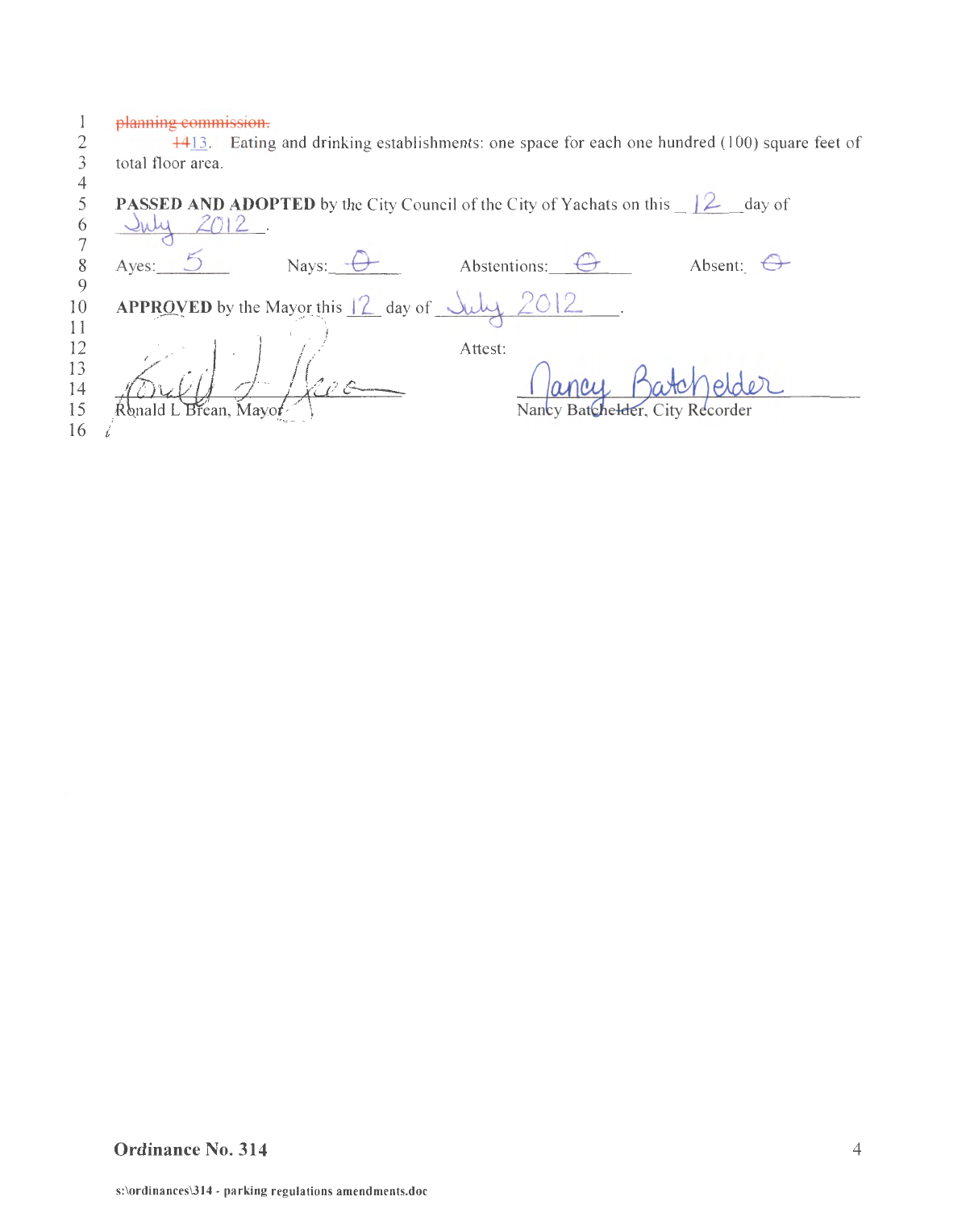~~planning commission.~~

~~14~~13. Eating and drinking establishments: one space for each one hundred (100) square feet of total floor area.

**PASSED AND ADOPTED** by the City Council of the City of Yachats on this 12 day of July 2012.

Ayes: 5 Nays: 0 Abstentions: 0 Absent: 0

**APPROVED** by the Mayor this 12 day of July 2012.

Ronald L Brean, Mayor

Attest:

Nancy Batchelder, City Recorder

**Ordinance No. 314**

s:\ordinances\314 - parking regulations amendments.doc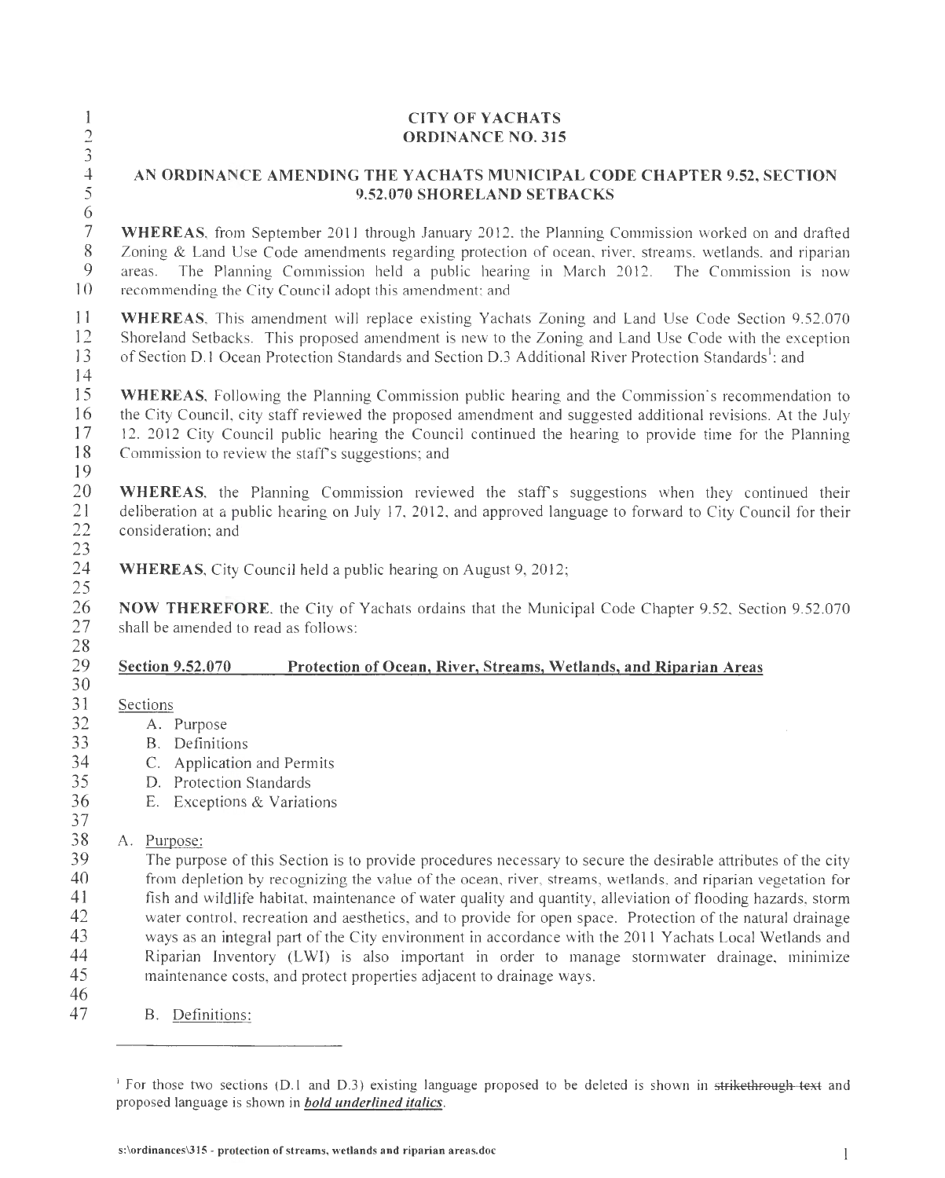**CITY OF YACHATS**
**ORDINANCE NO. 315**

**AN ORDINANCE AMENDING THE YACHATS MUNICIPAL CODE CHAPTER 9.52, SECTION 9.52.070 SHORELAND SETBACKS**

**WHEREAS**, from September 2011 through January 2012, the Planning Commission worked on and drafted Zoning & Land Use Code amendments regarding protection of ocean, river, streams, wetlands, and riparian areas. The Planning Commission held a public hearing in March 2012. The Commission is now recommending the City Council adopt this amendment; and

**WHEREAS**, This amendment will replace existing Yachats Zoning and Land Use Code Section 9.52.070 Shoreland Setbacks. This proposed amendment is new to the Zoning and Land Use Code with the exception of Section D.1 Ocean Protection Standards and Section D.3 Additional River Protection Standards[1]; and

**WHEREAS**, Following the Planning Commission public hearing and the Commission's recommendation to the City Council, city staff reviewed the proposed amendment and suggested additional revisions. At the July 12, 2012 City Council public hearing the Council continued the hearing to provide time for the Planning Commission to review the staff's suggestions; and

**WHEREAS**, the Planning Commission reviewed the staff's suggestions when they continued their deliberation at a public hearing on July 17, 2012, and approved language to forward to City Council for their consideration; and

**WHEREAS**, City Council held a public hearing on August 9, 2012;

**NOW THEREFORE**, the City of Yachats ordains that the Municipal Code Chapter 9.52, Section 9.52.070 shall be amended to read as follows:

**Section 9.52.070 Protection of Ocean, River, Streams, Wetlands, and Riparian Areas**

Sections

A. Purpose
B. Definitions
C. Application and Permits
D. Protection Standards
E. Exceptions & Variations

A. Purpose:

The purpose of this Section is to provide procedures necessary to secure the desirable attributes of the city from depletion by recognizing the value of the ocean, river, streams, wetlands, and riparian vegetation for fish and wildlife habitat, maintenance of water quality and quantity, alleviation of flooding hazards, storm water control, recreation and aesthetics, and to provide for open space. Protection of the natural drainage ways as an integral part of the City environment in accordance with the 2011 Yachats Local Wetlands and Riparian Inventory (LWI) is also important in order to manage stormwater drainage, minimize maintenance costs, and protect properties adjacent to drainage ways.

B. Definitions:

---

[1] For those two sections (D.1 and D.3) existing language proposed to be deleted is shown in ~~strikethrough text~~ and proposed language is shown in ***bold underlined italics***.

s:\ordinances\315 - protection of streams, wetlands and riparian areas.doc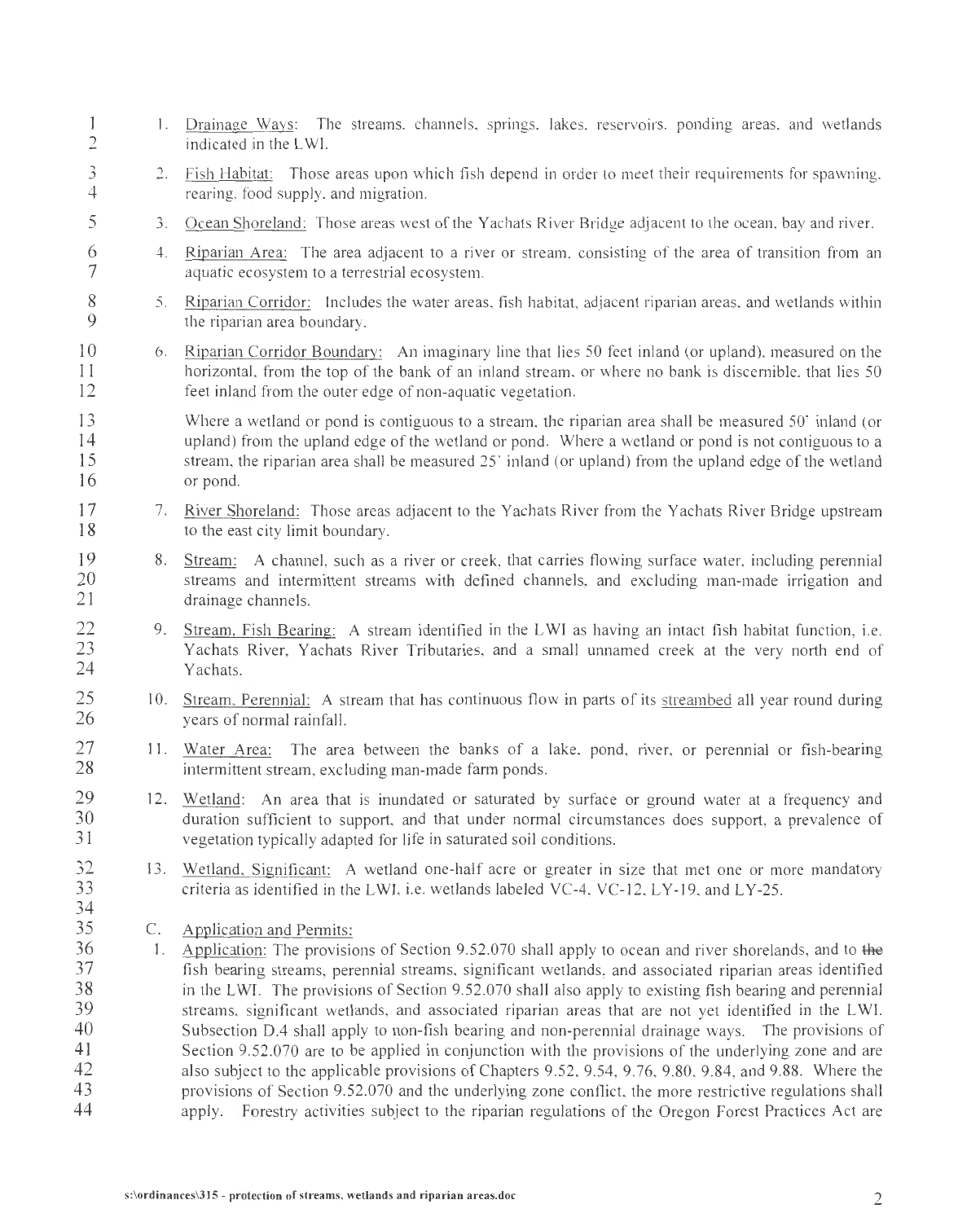1. Drainage Ways: The streams, channels, springs, lakes, reservoirs, ponding areas, and wetlands indicated in the LWI.

2. Fish Habitat: Those areas upon which fish depend in order to meet their requirements for spawning, rearing, food supply, and migration.

3. Ocean Shoreland: Those areas west of the Yachats River Bridge adjacent to the ocean, bay and river.

4. Riparian Area: The area adjacent to a river or stream, consisting of the area of transition from an aquatic ecosystem to a terrestrial ecosystem.

5. Riparian Corridor: Includes the water areas, fish habitat, adjacent riparian areas, and wetlands within the riparian area boundary.

6. Riparian Corridor Boundary: An imaginary line that lies 50 feet inland (or upland), measured on the horizontal, from the top of the bank of an inland stream, or where no bank is discernible, that lies 50 feet inland from the outer edge of non-aquatic vegetation.

   Where a wetland or pond is contiguous to a stream, the riparian area shall be measured 50' inland (or upland) from the upland edge of the wetland or pond. Where a wetland or pond is not contiguous to a stream, the riparian area shall be measured 25' inland (or upland) from the upland edge of the wetland or pond.

7. River Shoreland: Those areas adjacent to the Yachats River from the Yachats River Bridge upstream to the east city limit boundary.

8. Stream: A channel, such as a river or creek, that carries flowing surface water, including perennial streams and intermittent streams with defined channels, and excluding man-made irrigation and drainage channels.

9. Stream, Fish Bearing: A stream identified in the LWI as having an intact fish habitat function, i.e. Yachats River, Yachats River Tributaries, and a small unnamed creek at the very north end of Yachats.

10. Stream, Perennial: A stream that has continuous flow in parts of its streambed all year round during years of normal rainfall.

11. Water Area: The area between the banks of a lake, pond, river, or perennial or fish-bearing intermittent stream, excluding man-made farm ponds.

12. Wetland: An area that is inundated or saturated by surface or ground water at a frequency and duration sufficient to support, and that under normal circumstances does support, a prevalence of vegetation typically adapted for life in saturated soil conditions.

13. Wetland, Significant: A wetland one-half acre or greater in size that met one or more mandatory criteria as identified in the LWI, i.e. wetlands labeled VC-4, VC-12, LY-19, and LY-25.

C. Application and Permits:

1. Application: The provisions of Section 9.52.070 shall apply to ocean and river shorelands, and to ~~the~~ fish bearing streams, perennial streams, significant wetlands, and associated riparian areas identified in the LWI. The provisions of Section 9.52.070 shall also apply to existing fish bearing and perennial streams, significant wetlands, and associated riparian areas that are not yet identified in the LWI. Subsection D.4 shall apply to non-fish bearing and non-perennial drainage ways. The provisions of Section 9.52.070 are to be applied in conjunction with the provisions of the underlying zone and are also subject to the applicable provisions of Chapters 9.52, 9.54, 9.76, 9.80, 9.84, and 9.88. Where the provisions of Section 9.52.070 and the underlying zone conflict, the more restrictive regulations shall apply. Forestry activities subject to the riparian regulations of the Oregon Forest Practices Act are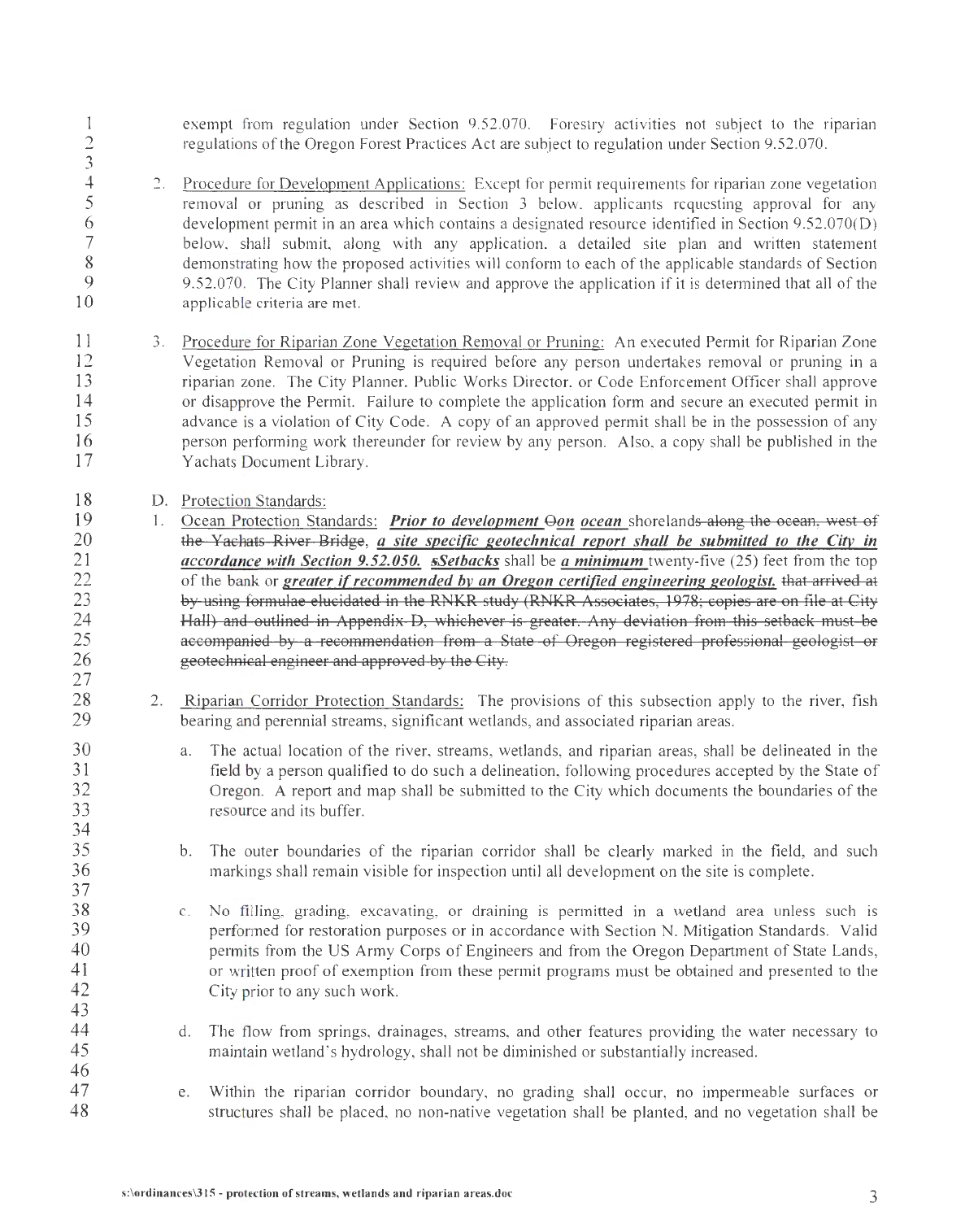exempt from regulation under Section 9.52.070. Forestry activities not subject to the riparian regulations of the Oregon Forest Practices Act are subject to regulation under Section 9.52.070.

2. Procedure for Development Applications: Except for permit requirements for riparian zone vegetation removal or pruning as described in Section 3 below, applicants requesting approval for any development permit in an area which contains a designated resource identified in Section 9.52.070(D) below, shall submit, along with any application, a detailed site plan and written statement demonstrating how the proposed activities will conform to each of the applicable standards of Section 9.52.070. The City Planner shall review and approve the application if it is determined that all of the applicable criteria are met.

3. Procedure for Riparian Zone Vegetation Removal or Pruning: An executed Permit for Riparian Zone Vegetation Removal or Pruning is required before any person undertakes removal or pruning in a riparian zone. The City Planner, Public Works Director, or Code Enforcement Officer shall approve or disapprove the Permit. Failure to complete the application form and secure an executed permit in advance is a violation of City Code. A copy of an approved permit shall be in the possession of any person performing work thereunder for review by any person. Also, a copy shall be published in the Yachats Document Library.

D. Protection Standards:

1. Ocean Protection Standards: ***Prior to development*** ~~Oon~~ ***on ocean*** shoreland~~s along the ocean, west of the Yachats River Bridge~~, ***a site specific geotechnical report shall be submitted to the City in accordance with Section 9.52.050.*** ~~s~~***Setbacks*** shall be ***a minimum*** twenty-five (25) feet from the top of the bank or ***greater if recommended by an Oregon certified engineering geologist.*** ~~that arrived at by using formulae elucidated in the RNKR study (RNKR Associates, 1978; copies are on file at City Hall) and outlined in Appendix D, whichever is greater. Any deviation from this setback must be accompanied by a recommendation from a State of Oregon registered professional geologist or geotechnical engineer and approved by the City.~~

2. Riparian Corridor Protection Standards: The provisions of this subsection apply to the river, fish bearing and perennial streams, significant wetlands, and associated riparian areas.

   a. The actual location of the river, streams, wetlands, and riparian areas, shall be delineated in the field by a person qualified to do such a delineation, following procedures accepted by the State of Oregon. A report and map shall be submitted to the City which documents the boundaries of the resource and its buffer.

   b. The outer boundaries of the riparian corridor shall be clearly marked in the field, and such markings shall remain visible for inspection until all development on the site is complete.

   c. No filling, grading, excavating, or draining is permitted in a wetland area unless such is performed for restoration purposes or in accordance with Section N. Mitigation Standards. Valid permits from the US Army Corps of Engineers and from the Oregon Department of State Lands, or written proof of exemption from these permit programs must be obtained and presented to the City prior to any such work.

   d. The flow from springs, drainages, streams, and other features providing the water necessary to maintain wetland's hydrology, shall not be diminished or substantially increased.

   e. Within the riparian corridor boundary, no grading shall occur, no impermeable surfaces or structures shall be placed, no non-native vegetation shall be planted, and no vegetation shall be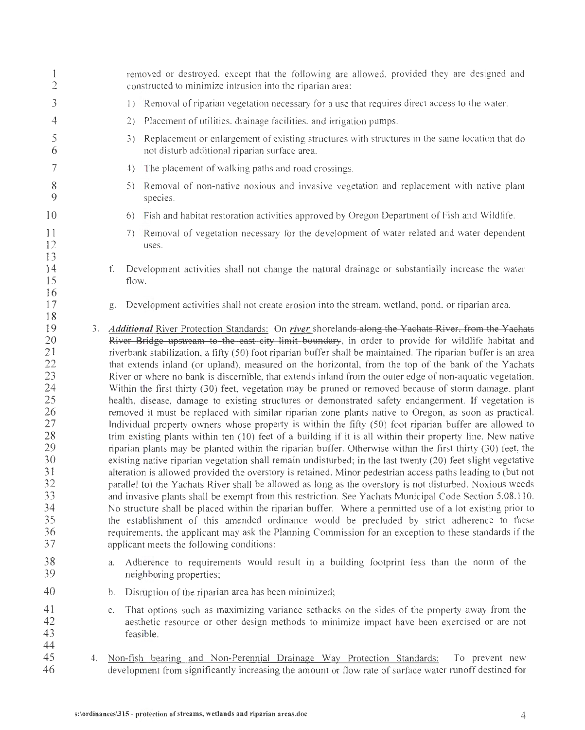removed or destroyed, except that the following are allowed, provided they are designed and constructed to minimize intrusion into the riparian area:

1) Removal of riparian vegetation necessary for a use that requires direct access to the water.

2) Placement of utilities, drainage facilities, and irrigation pumps.

3) Replacement or enlargement of existing structures with structures in the same location that do not disturb additional riparian surface area.

4) The placement of walking paths and road crossings.

5) Removal of non-native noxious and invasive vegetation and replacement with native plant species.

6) Fish and habitat restoration activities approved by Oregon Department of Fish and Wildlife.

7) Removal of vegetation necessary for the development of water related and water dependent uses.

f. Development activities shall not change the natural drainage or substantially increase the water flow.

g. Development activities shall not create erosion into the stream, wetland, pond, or riparian area.

3. ***Additional*** River Protection Standards: On ***river*** shorelands ~~along the Yachats River, from the Yachats River Bridge upstream to the east city limit boundary~~, in order to provide for wildlife habitat and riverbank stabilization, a fifty (50) foot riparian buffer shall be maintained. The riparian buffer is an area that extends inland (or upland), measured on the horizontal, from the top of the bank of the Yachats River or where no bank is discernible, that extends inland from the outer edge of non-aquatic vegetation. Within the first thirty (30) feet, vegetation may be pruned or removed because of storm damage, plant health, disease, damage to existing structures or demonstrated safety endangerment. If vegetation is removed it must be replaced with similar riparian zone plants native to Oregon, as soon as practical. Individual property owners whose property is within the fifty (50) foot riparian buffer are allowed to trim existing plants within ten (10) feet of a building if it is all within their property line. New native riparian plants may be planted within the riparian buffer. Otherwise within the first thirty (30) feet, the existing native riparian vegetation shall remain undisturbed; in the last twenty (20) feet slight vegetative alteration is allowed provided the overstory is retained. Minor pedestrian access paths leading to (but not parallel to) the Yachats River shall be allowed as long as the overstory is not disturbed. Noxious weeds and invasive plants shall be exempt from this restriction. See Yachats Municipal Code Section 5.08.110. No structure shall be placed within the riparian buffer. Where a permitted use of a lot existing prior to the establishment of this amended ordinance would be precluded by strict adherence to these requirements, the applicant may ask the Planning Commission for an exception to these standards if the applicant meets the following conditions:

   a. Adherence to requirements would result in a building footprint less than the norm of the neighboring properties;

   b. Disruption of the riparian area has been minimized;

   c. That options such as maximizing variance setbacks on the sides of the property away from the aesthetic resource or other design methods to minimize impact have been exercised or are not feasible.

4. Non-fish bearing and Non-Perennial Drainage Way Protection Standards: To prevent new development from significantly increasing the amount or flow rate of surface water runoff destined for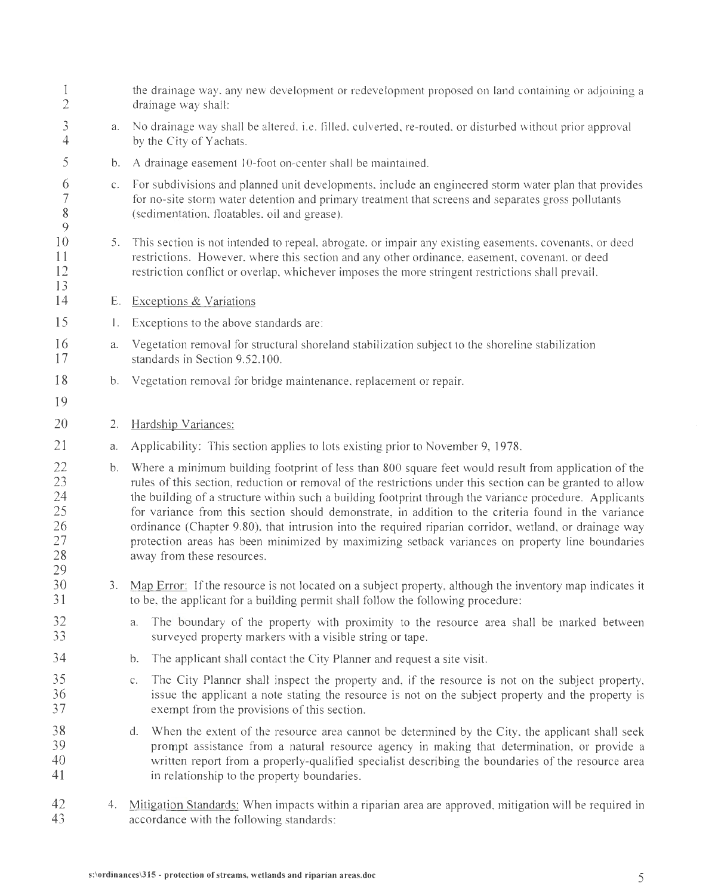the drainage way, any new development or redevelopment proposed on land containing or adjoining a drainage way shall:

a. No drainage way shall be altered, i.e. filled, culverted, re-routed, or disturbed without prior approval by the City of Yachats.

b. A drainage easement 10-foot on-center shall be maintained.

c. For subdivisions and planned unit developments, include an engineered storm water plan that provides for no-site storm water detention and primary treatment that screens and separates gross pollutants (sedimentation, floatables, oil and grease).

5. This section is not intended to repeal, abrogate, or impair any existing easements, covenants, or deed restrictions. However, where this section and any other ordinance, easement, covenant, or deed restriction conflict or overlap, whichever imposes the more stringent restrictions shall prevail.

E. Exceptions & Variations

1. Exceptions to the above standards are:

a. Vegetation removal for structural shoreland stabilization subject to the shoreline stabilization standards in Section 9.52.100.

b. Vegetation removal for bridge maintenance, replacement or repair.

2. Hardship Variances:

a. Applicability: This section applies to lots existing prior to November 9, 1978.

b. Where a minimum building footprint of less than 800 square feet would result from application of the rules of this section, reduction or removal of the restrictions under this section can be granted to allow the building of a structure within such a building footprint through the variance procedure. Applicants for variance from this section should demonstrate, in addition to the criteria found in the variance ordinance (Chapter 9.80), that intrusion into the required riparian corridor, wetland, or drainage way protection areas has been minimized by maximizing setback variances on property line boundaries away from these resources.

3. Map Error: If the resource is not located on a subject property, although the inventory map indicates it to be, the applicant for a building permit shall follow the following procedure:

   a. The boundary of the property with proximity to the resource area shall be marked between surveyed property markers with a visible string or tape.

   b. The applicant shall contact the City Planner and request a site visit.

   c. The City Planner shall inspect the property and, if the resource is not on the subject property, issue the applicant a note stating the resource is not on the subject property and the property is exempt from the provisions of this section.

   d. When the extent of the resource area cannot be determined by the City, the applicant shall seek prompt assistance from a natural resource agency in making that determination, or provide a written report from a properly-qualified specialist describing the boundaries of the resource area in relationship to the property boundaries.

4. Mitigation Standards: When impacts within a riparian area are approved, mitigation will be required in accordance with the following standards: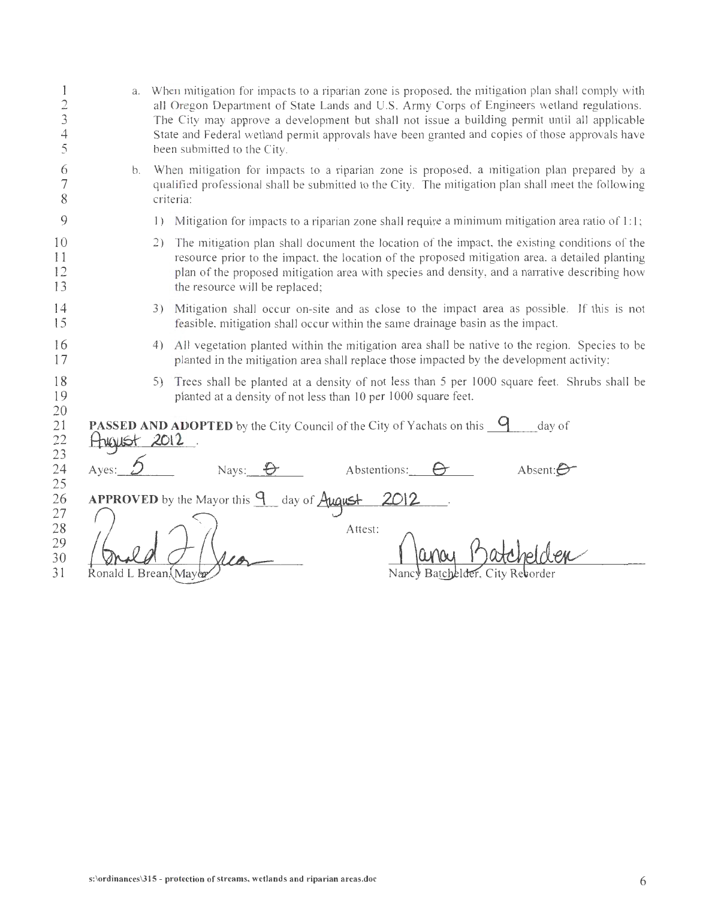a. When mitigation for impacts to a riparian zone is proposed, the mitigation plan shall comply with all Oregon Department of State Lands and U.S. Army Corps of Engineers wetland regulations. The City may approve a development but shall not issue a building permit until all applicable State and Federal wetland permit approvals have been granted and copies of those approvals have been submitted to the City.

b. When mitigation for impacts to a riparian zone is proposed, a mitigation plan prepared by a qualified professional shall be submitted to the City. The mitigation plan shall meet the following criteria:

   1) Mitigation for impacts to a riparian zone shall require a minimum mitigation area ratio of 1:1;

   2) The mitigation plan shall document the location of the impact, the existing conditions of the resource prior to the impact, the location of the proposed mitigation area, a detailed planting plan of the proposed mitigation area with species and density, and a narrative describing how the resource will be replaced;

   3) Mitigation shall occur on-site and as close to the impact area as possible. If this is not feasible, mitigation shall occur within the same drainage basin as the impact.

   4) All vegetation planted within the mitigation area shall be native to the region. Species to be planted in the mitigation area shall replace those impacted by the development activity:

   5) Trees shall be planted at a density of not less than 5 per 1000 square feet. Shrubs shall be planted at a density of not less than 10 per 1000 square feet.

**PASSED AND ADOPTED** by the City Council of the City of Yachats on this 9 day of August 2012.

Ayes: 5  Nays: 0  Abstentions: 0  Absent: 0

**APPROVED** by the Mayor this 9 day of August 2012.

Ronald L Brean, Mayor

Attest:

Nancy Batchelder, City Recorder

s:\ordinances\315 - protection of streams, wetlands and riparian areas.doc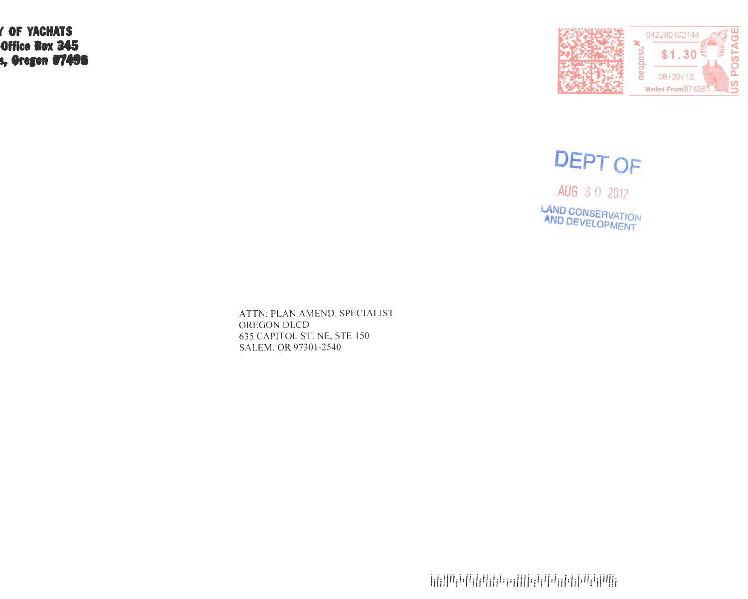Y OF YACHATS
Office Box 345
, Oregon 97498

042J80102144
neopost
$1.30
08/29/12
Mailed From 97498
US POSTAGE

DEPT OF
AUG 30 2012
LAND CONSERVATION
AND DEVELOPMENT

ATTN: PLAN AMEND. SPECIALIST
OREGON DLCD
635 CAPITOL ST. NE, STE 150
SALEM, OR 97301-2540